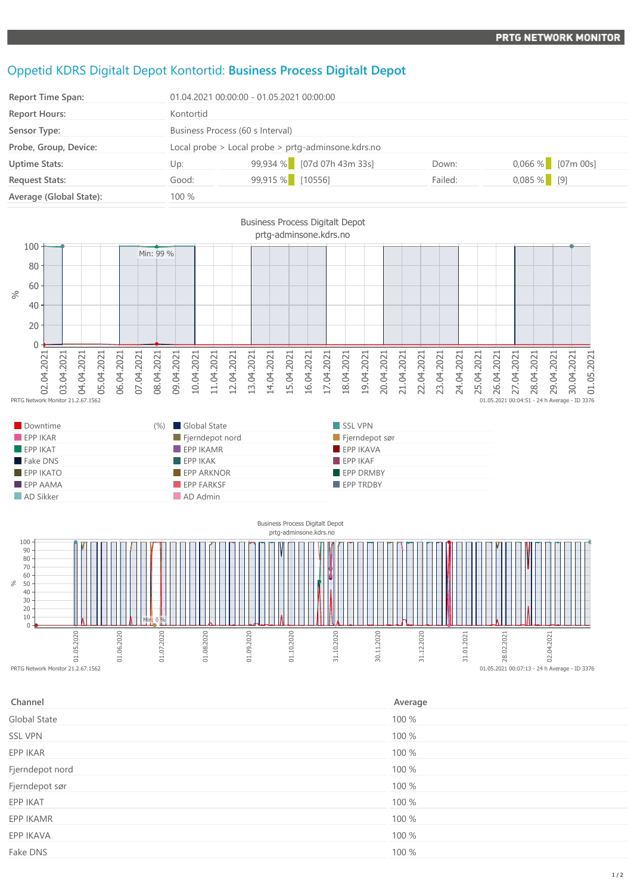# Oppetid KDRS Digitalt Depot Kontortid: **Business Process Digitalt Depot**

| | | | | | | |
|---|---|---|---|---|---|---|
| **Report Time Span:** | 01.04.2021 00:00:00 - 01.05.2021 00:00:00 | | | | | |
| **Report Hours:** | Kontortid | | | | | |
| **Sensor Type:** | Business Process (60 s Interval) | | | | | |
| **Probe, Group, Device:** | Local probe > Local probe > prtg-adminsone.kdrs.no | | | | | |
| **Uptime Stats:** | Up: | 99,934 % | [07d 07h 43m 33s] | Down: | 0,066 % | [07m 00s] |
| **Request Stats:** | Good: | 99,915 % | [10556] | Failed: | 0,085 % | [9] |
| **Average (Global State):** | 100 % | | | | | |

Business Process Digitalt Depot
prtg-adminsone.kdrs.no

PRTG Network Monitor 21.2.67.1562 — 01.05.2021 00:04:51 - 24 h Average - ID 3376

Downtime (%), Global State, SSL VPN, EPP IKAR, Fjerndepot nord, Fjerndepot sør, EPP IKAT, EPP IKAMR, EPP IKAVA, Fake DNS, EPP IKAK, EPP IKAF, EPP IKATO, EPP ARKNOR, EPP DRMBY, EPP AAMA, EPP FARKSF, EPP TRDBY, AD Sikker, AD Admin

Business Process Digitalt Depot
prtg-adminsone.kdrs.no

PRTG Network Monitor 21.2.67.1562 — 01.05.2021 00:07:13 - 24 h Average - ID 3376

| Channel | Average |
|---|---|
| Global State | 100 % |
| SSL VPN | 100 % |
| EPP IKAR | 100 % |
| Fjerndepot nord | 100 % |
| Fjerndepot sør | 100 % |
| EPP IKAT | 100 % |
| EPP IKAMR | 100 % |
| EPP IKAVA | 100 % |
| Fake DNS | 100 % |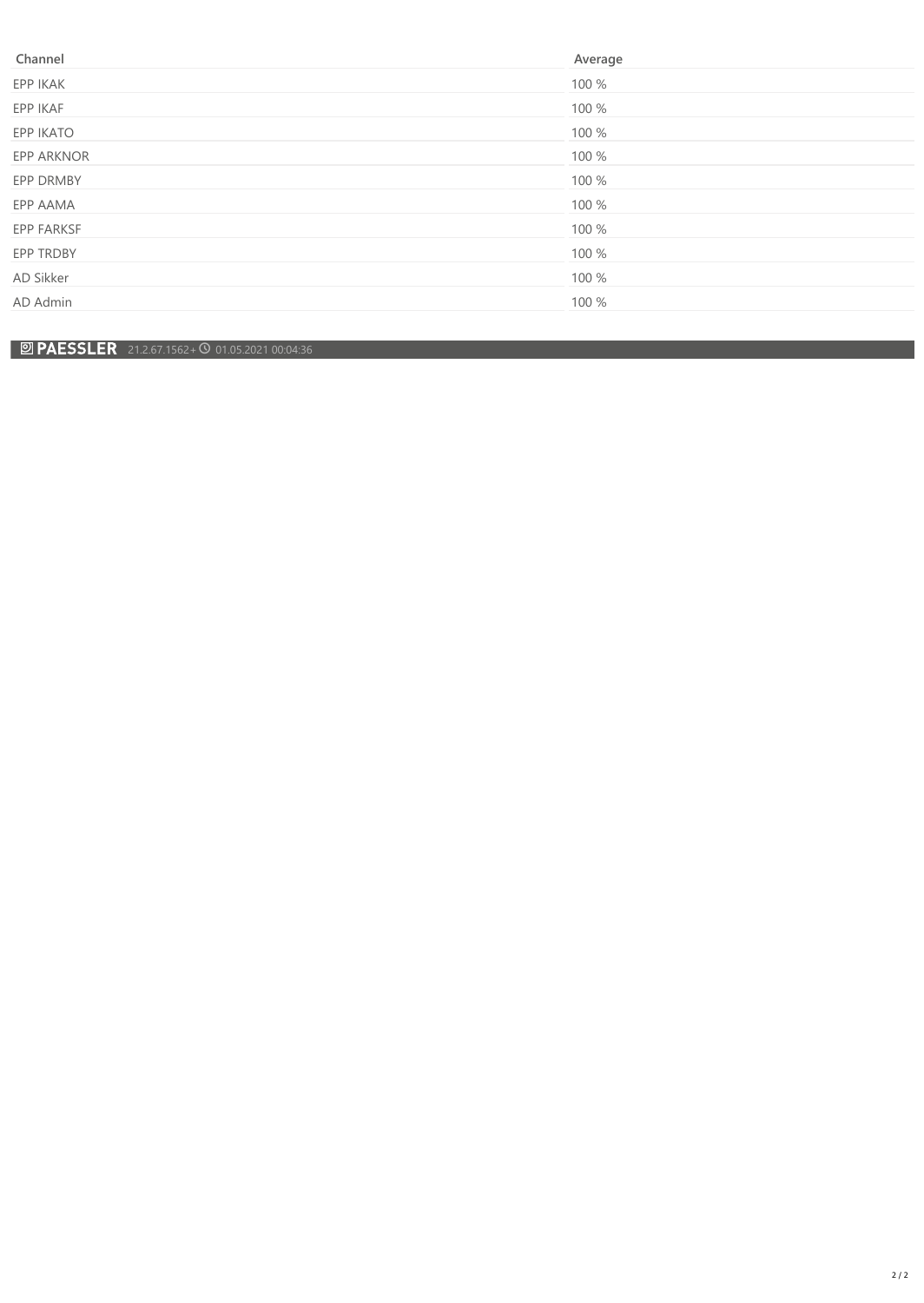| Channel | Average |
|---|---|
| EPP IKAK | 100 % |
| EPP IKAF | 100 % |
| EPP IKATO | 100 % |
| EPP ARKNOR | 100 % |
| EPP DRMBY | 100 % |
| EPP AAMA | 100 % |
| EPP FARKSF | 100 % |
| EPP TRDBY | 100 % |
| AD Sikker | 100 % |
| AD Admin | 100 % |

PAESSLER 21.2.67.1562+ 01.05.2021 00:04:36